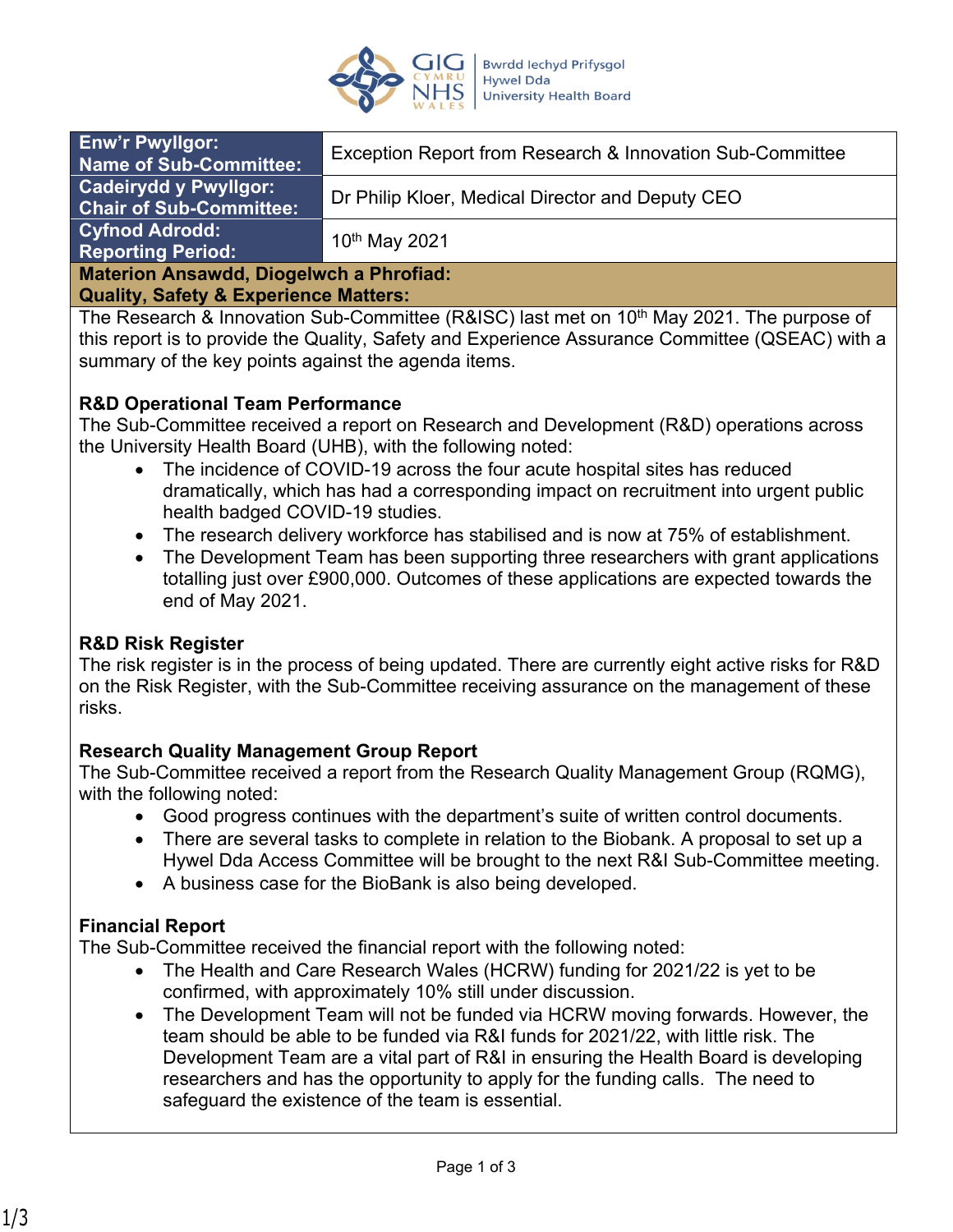| Enw'r Pwyllgor: Name of Sub-Committee: | Exception Report from Research & Innovation Sub-Committee |
|---|---|
| **Cadeirydd y Pwyllgor: Chair of Sub-Committee:** | Dr Philip Kloer, Medical Director and Deputy CEO |
| **Cyfnod Adrodd: Reporting Period:** | 10th May 2021 |

**Materion Ansawdd, Diogelwch a Phrofiad:**
**Quality, Safety & Experience Matters:**

The Research & Innovation Sub-Committee (R&ISC) last met on 10th May 2021. The purpose of this report is to provide the Quality, Safety and Experience Assurance Committee (QSEAC) with a summary of the key points against the agenda items.

**R&D Operational Team Performance**

The Sub-Committee received a report on Research and Development (R&D) operations across the University Health Board (UHB), with the following noted:

- The incidence of COVID-19 across the four acute hospital sites has reduced dramatically, which has had a corresponding impact on recruitment into urgent public health badged COVID-19 studies.
- The research delivery workforce has stabilised and is now at 75% of establishment.
- The Development Team has been supporting three researchers with grant applications totalling just over £900,000. Outcomes of these applications are expected towards the end of May 2021.

**R&D Risk Register**

The risk register is in the process of being updated. There are currently eight active risks for R&D on the Risk Register, with the Sub-Committee receiving assurance on the management of these risks.

**Research Quality Management Group Report**

The Sub-Committee received a report from the Research Quality Management Group (RQMG), with the following noted:

- Good progress continues with the department's suite of written control documents.
- There are several tasks to complete in relation to the Biobank. A proposal to set up a Hywel Dda Access Committee will be brought to the next R&I Sub-Committee meeting.
- A business case for the BioBank is also being developed.

**Financial Report**

The Sub-Committee received the financial report with the following noted:

- The Health and Care Research Wales (HCRW) funding for 2021/22 is yet to be confirmed, with approximately 10% still under discussion.
- The Development Team will not be funded via HCRW moving forwards. However, the team should be able to be funded via R&I funds for 2021/22, with little risk. The Development Team are a vital part of R&I in ensuring the Health Board is developing researchers and has the opportunity to apply for the funding calls. The need to safeguard the existence of the team is essential.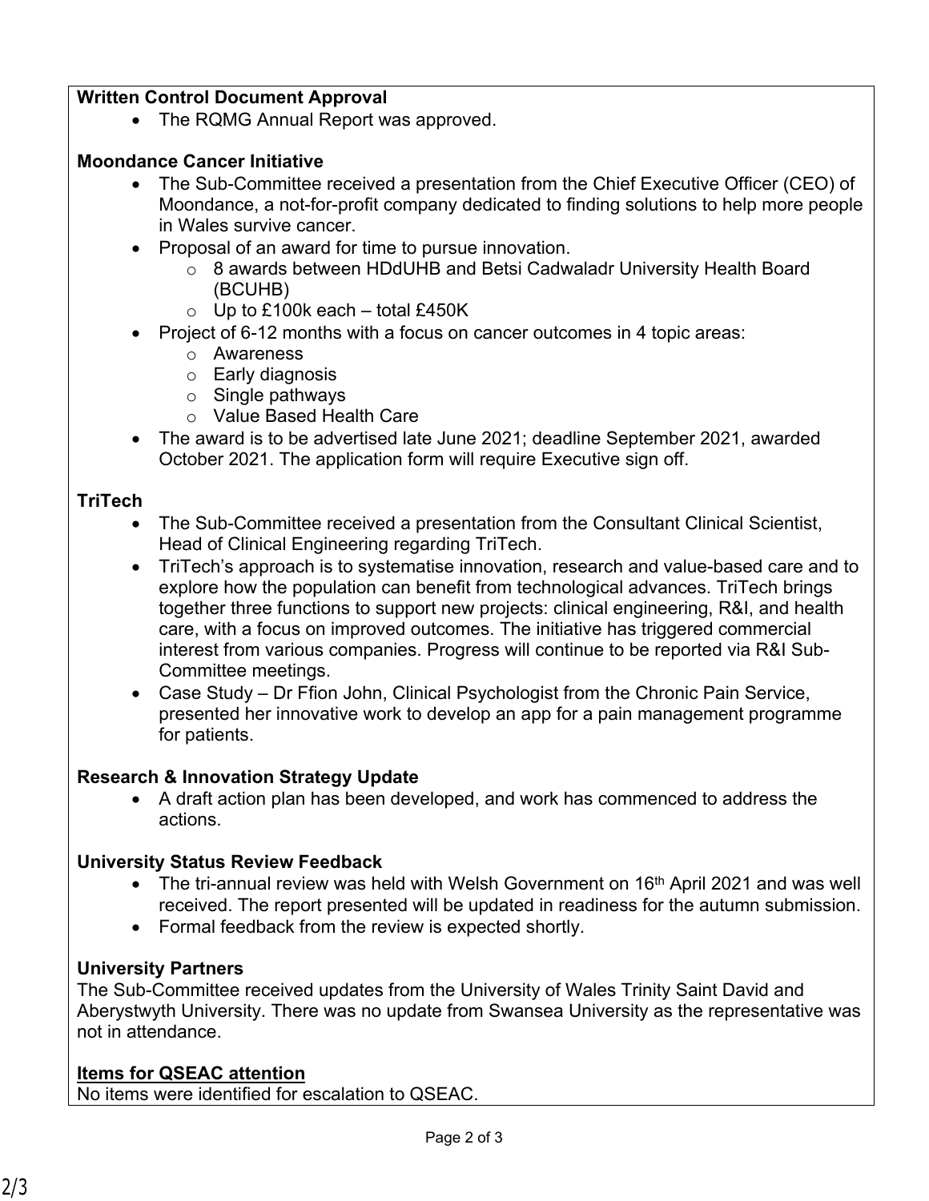**Written Control Document Approval**

- The RQMG Annual Report was approved.

**Moondance Cancer Initiative**

- The Sub-Committee received a presentation from the Chief Executive Officer (CEO) of Moondance, a not-for-profit company dedicated to finding solutions to help more people in Wales survive cancer.
- Proposal of an award for time to pursue innovation.
  - 8 awards between HDdUHB and Betsi Cadwaladr University Health Board (BCUHB)
  - Up to £100k each – total £450K
- Project of 6-12 months with a focus on cancer outcomes in 4 topic areas:
  - Awareness
  - Early diagnosis
  - Single pathways
  - Value Based Health Care
- The award is to be advertised late June 2021; deadline September 2021, awarded October 2021. The application form will require Executive sign off.

**TriTech**

- The Sub-Committee received a presentation from the Consultant Clinical Scientist, Head of Clinical Engineering regarding TriTech.
- TriTech's approach is to systematise innovation, research and value-based care and to explore how the population can benefit from technological advances. TriTech brings together three functions to support new projects: clinical engineering, R&I, and health care, with a focus on improved outcomes. The initiative has triggered commercial interest from various companies. Progress will continue to be reported via R&I Sub-Committee meetings.
- Case Study – Dr Ffion John, Clinical Psychologist from the Chronic Pain Service, presented her innovative work to develop an app for a pain management programme for patients.

**Research & Innovation Strategy Update**

- A draft action plan has been developed, and work has commenced to address the actions.

**University Status Review Feedback**

- The tri-annual review was held with Welsh Government on 16th April 2021 and was well received. The report presented will be updated in readiness for the autumn submission.
- Formal feedback from the review is expected shortly.

**University Partners**

The Sub-Committee received updates from the University of Wales Trinity Saint David and Aberystwyth University. There was no update from Swansea University as the representative was not in attendance.

**Items for QSEAC attention**

No items were identified for escalation to QSEAC.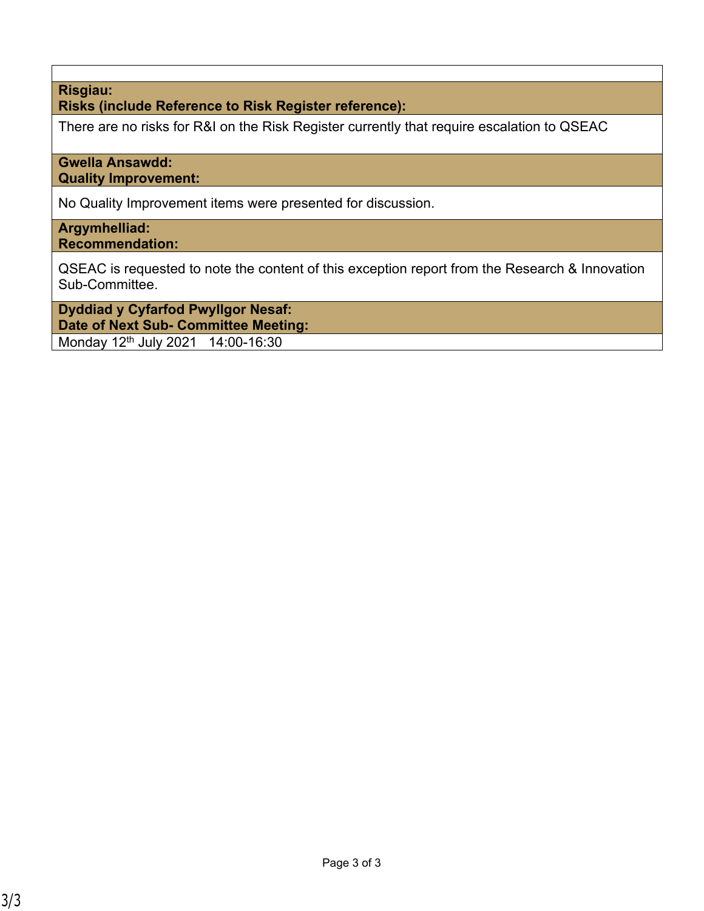| |
|---|
| **Risgiau:**<br>**Risks (include Reference to Risk Register reference):** |
| There are no risks for R&I on the Risk Register currently that require escalation to QSEAC |
| **Gwella Ansawdd:**<br>**Quality Improvement:** |
| No Quality Improvement items were presented for discussion. |
| **Argymhelliad:**<br>**Recommendation:** |
| QSEAC is requested to note the content of this exception report from the Research & Innovation Sub-Committee. |
| **Dyddiad y Cyfarfod Pwyllgor Nesaf:**<br>**Date of Next Sub- Committee Meeting:** |
| Monday 12th July 2021   14:00-16:30 |